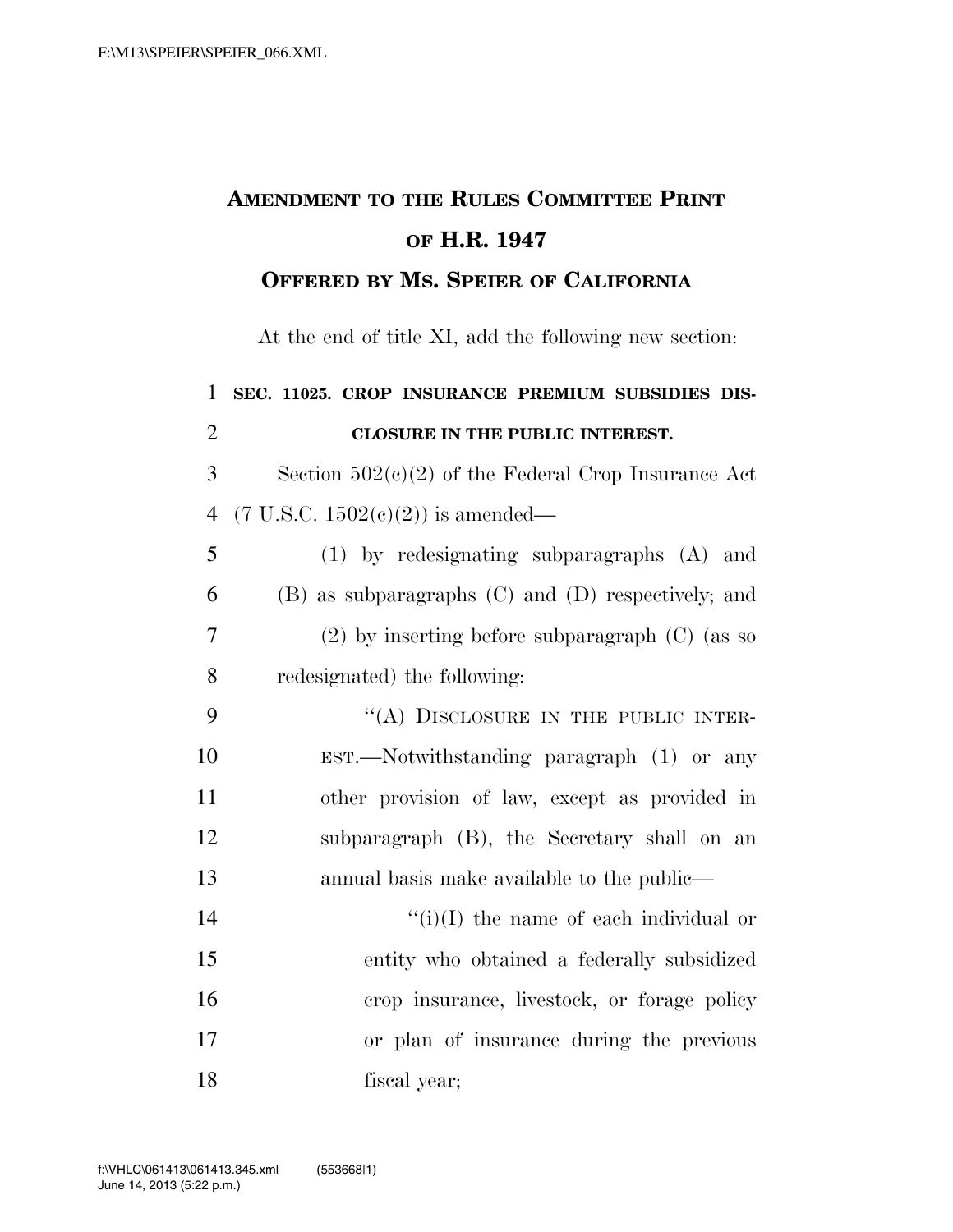# Amendment to the Rules Committee Print of H.R. 1947

## Offered by Ms. Speier of California

At the end of title XI, add the following new section:

**SEC. 11025. CROP INSURANCE PREMIUM SUBSIDIES DISCLOSURE IN THE PUBLIC INTEREST.**

Section 502(c)(2) of the Federal Crop Insurance Act (7 U.S.C. 1502(c)(2)) is amended—

(1) by redesignating subparagraphs (A) and (B) as subparagraphs (C) and (D) respectively; and

(2) by inserting before subparagraph (C) (as so redesignated) the following:

"(A) DISCLOSURE IN THE PUBLIC INTEREST.—Notwithstanding paragraph (1) or any other provision of law, except as provided in subparagraph (B), the Secretary shall on an annual basis make available to the public—

"(i)(I) the name of each individual or entity who obtained a federally subsidized crop insurance, livestock, or forage policy or plan of insurance during the previous fiscal year;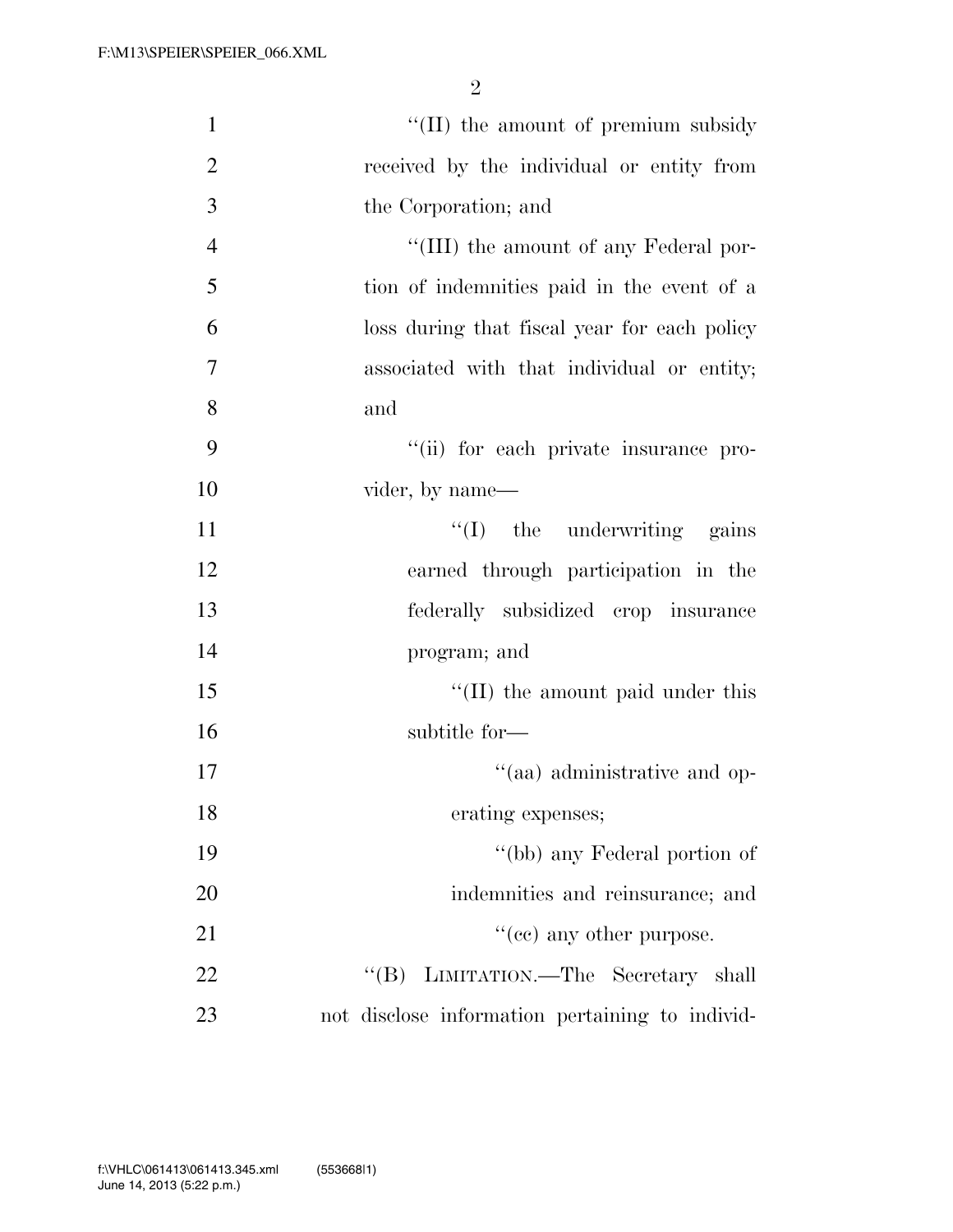''(II) the amount of premium subsidy received by the individual or entity from the Corporation; and

''(III) the amount of any Federal portion of indemnities paid in the event of a loss during that fiscal year for each policy associated with that individual or entity; and

''(ii) for each private insurance provider, by name—

''(I) the underwriting gains earned through participation in the federally subsidized crop insurance program; and

''(II) the amount paid under this subtitle for—

''(aa) administrative and operating expenses;

''(bb) any Federal portion of indemnities and reinsurance; and

''(cc) any other purpose.

''(B) LIMITATION.—The Secretary shall not disclose information pertaining to individ-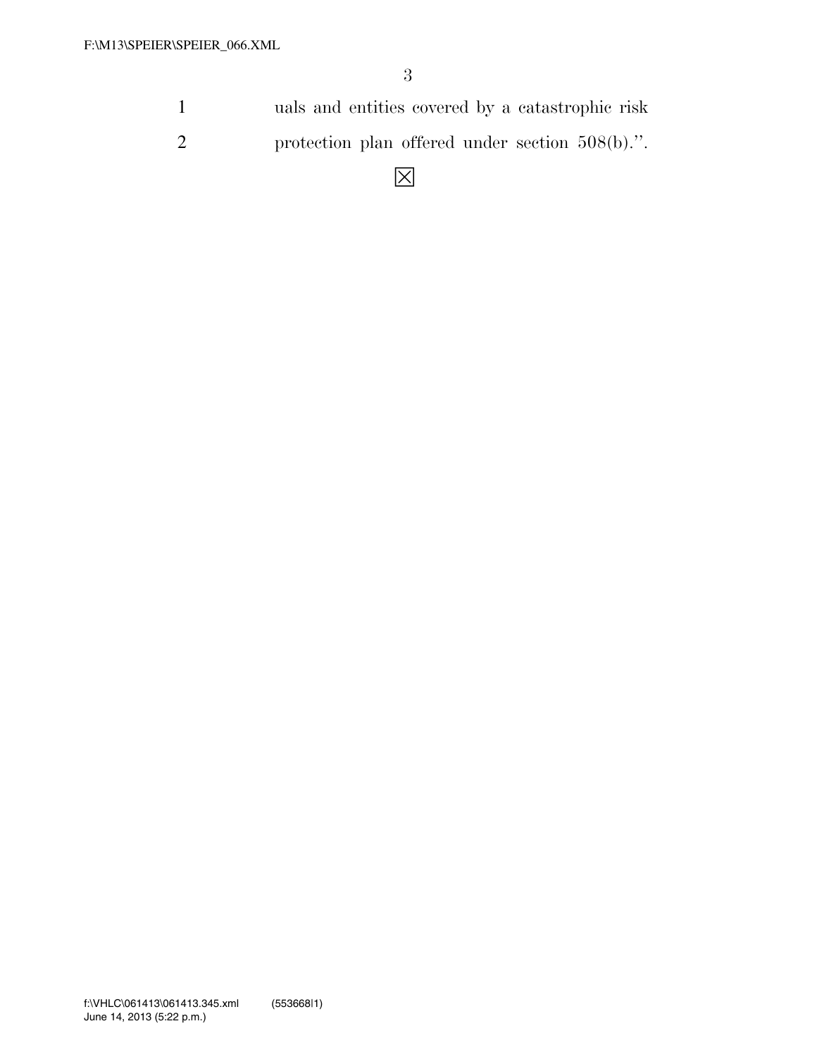uals and entities covered by a catastrophic risk protection plan offered under section 508(b).''.